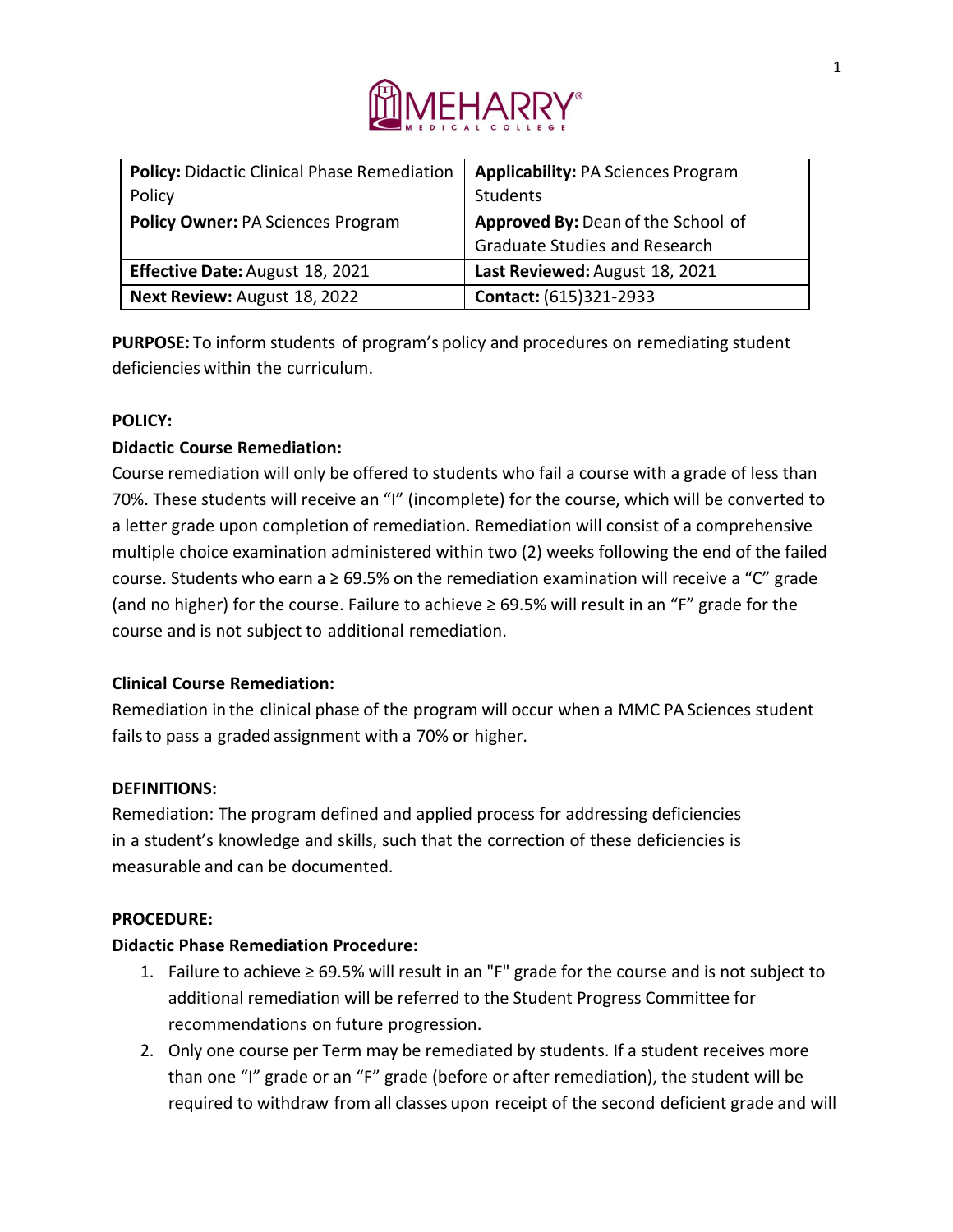MEHARRY MEDICAL COLLEGE

| **Policy:** Didactic Clinical Phase Remediation Policy | **Applicability:** PA Sciences Program Students |
| --- | --- |
| **Policy Owner:** PA Sciences Program | **Approved By:** Dean of the School of Graduate Studies and Research |
| **Effective Date:** August 18, 2021 | **Last Reviewed:** August 18, 2021 |
| **Next Review:** August 18, 2022 | **Contact:** (615)321-2933 |

**PURPOSE:** To inform students of program's policy and procedures on remediating student deficiencies within the curriculum.

**POLICY:**

**Didactic Course Remediation:**

Course remediation will only be offered to students who fail a course with a grade of less than 70%. These students will receive an "I" (incomplete) for the course, which will be converted to a letter grade upon completion of remediation. Remediation will consist of a comprehensive multiple choice examination administered within two (2) weeks following the end of the failed course. Students who earn a ≥ 69.5% on the remediation examination will receive a "C" grade (and no higher) for the course. Failure to achieve ≥ 69.5% will result in an "F" grade for the course and is not subject to additional remediation.

**Clinical Course Remediation:**

Remediation in the clinical phase of the program will occur when a MMC PA Sciences student fails to pass a graded assignment with a 70% or higher.

**DEFINITIONS:**

Remediation: The program defined and applied process for addressing deficiencies in a student's knowledge and skills, such that the correction of these deficiencies is measurable and can be documented.

**PROCEDURE:**

**Didactic Phase Remediation Procedure:**

1. Failure to achieve ≥ 69.5% will result in an "F" grade for the course and is not subject to additional remediation will be referred to the Student Progress Committee for recommendations on future progression.
2. Only one course per Term may be remediated by students. If a student receives more than one "I" grade or an "F" grade (before or after remediation), the student will be required to withdraw from all classes upon receipt of the second deficient grade and will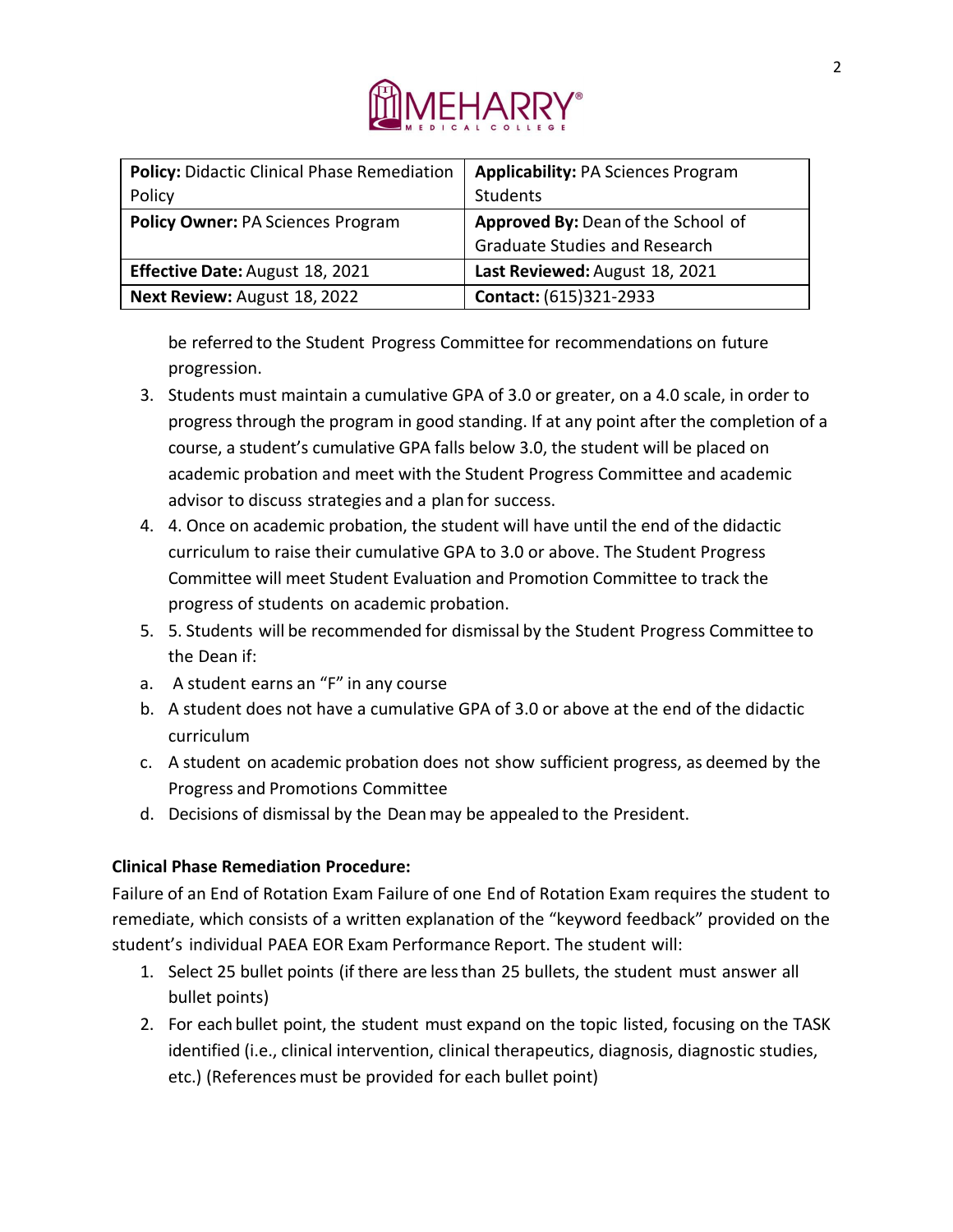| **Policy:** Didactic Clinical Phase Remediation Policy | **Applicability:** PA Sciences Program Students |
| --- | --- |
| **Policy Owner:** PA Sciences Program | **Approved By:** Dean of the School of Graduate Studies and Research |
| **Effective Date:** August 18, 2021 | **Last Reviewed:** August 18, 2021 |
| **Next Review:** August 18, 2022 | **Contact:** (615)321-2933 |

be referred to the Student Progress Committee for recommendations on future progression.

3. Students must maintain a cumulative GPA of 3.0 or greater, on a 4.0 scale, in order to progress through the program in good standing. If at any point after the completion of a course, a student's cumulative GPA falls below 3.0, the student will be placed on academic probation and meet with the Student Progress Committee and academic advisor to discuss strategies and a plan for success.
4. 4. Once on academic probation, the student will have until the end of the didactic curriculum to raise their cumulative GPA to 3.0 or above. The Student Progress Committee will meet Student Evaluation and Promotion Committee to track the progress of students on academic probation.
5. 5. Students will be recommended for dismissal by the Student Progress Committee to the Dean if:

a. A student earns an "F" in any course
b. A student does not have a cumulative GPA of 3.0 or above at the end of the didactic curriculum
c. A student on academic probation does not show sufficient progress, as deemed by the Progress and Promotions Committee
d. Decisions of dismissal by the Dean may be appealed to the President.

**Clinical Phase Remediation Procedure:**

Failure of an End of Rotation Exam Failure of one End of Rotation Exam requires the student to remediate, which consists of a written explanation of the "keyword feedback" provided on the student's individual PAEA EOR Exam Performance Report. The student will:

1. Select 25 bullet points (if there are less than 25 bullets, the student must answer all bullet points)
2. For each bullet point, the student must expand on the topic listed, focusing on the TASK identified (i.e., clinical intervention, clinical therapeutics, diagnosis, diagnostic studies, etc.) (References must be provided for each bullet point)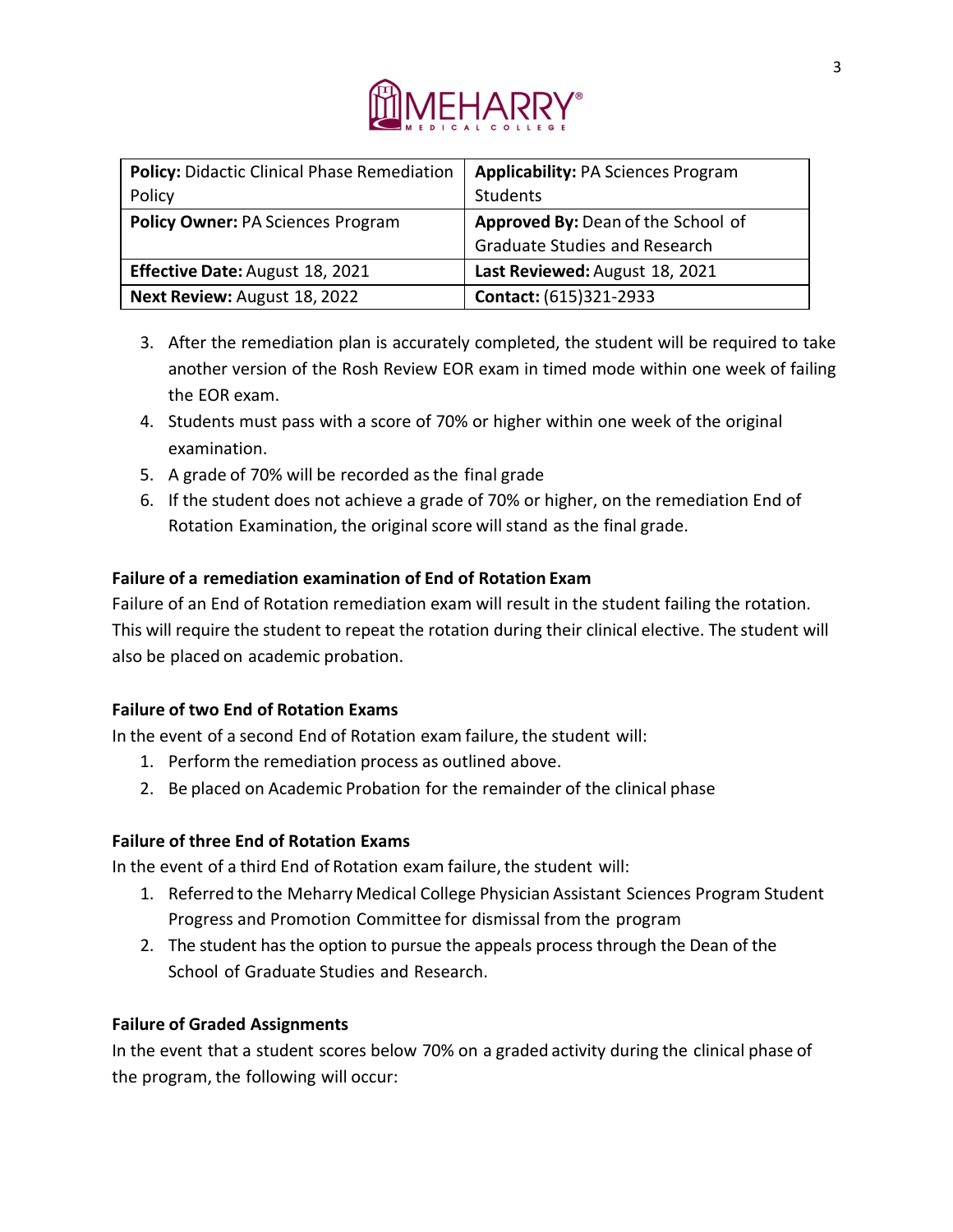| **Policy:** Didactic Clinical Phase Remediation Policy | **Applicability:** PA Sciences Program Students |
|---|---|
| **Policy Owner:** PA Sciences Program | **Approved By:** Dean of the School of Graduate Studies and Research |
| **Effective Date:** August 18, 2021 | **Last Reviewed:** August 18, 2021 |
| **Next Review:** August 18, 2022 | **Contact:** (615)321-2933 |

3. After the remediation plan is accurately completed, the student will be required to take another version of the Rosh Review EOR exam in timed mode within one week of failing the EOR exam.
4. Students must pass with a score of 70% or higher within one week of the original examination.
5. A grade of 70% will be recorded as the final grade
6. If the student does not achieve a grade of 70% or higher, on the remediation End of Rotation Examination, the original score will stand as the final grade.

**Failure of a remediation examination of End of Rotation Exam**

Failure of an End of Rotation remediation exam will result in the student failing the rotation. This will require the student to repeat the rotation during their clinical elective. The student will also be placed on academic probation.

**Failure of two End of Rotation Exams**

In the event of a second End of Rotation exam failure, the student will:

1. Perform the remediation process as outlined above.
2. Be placed on Academic Probation for the remainder of the clinical phase

**Failure of three End of Rotation Exams**

In the event of a third End of Rotation exam failure, the student will:

1. Referred to the Meharry Medical College Physician Assistant Sciences Program Student Progress and Promotion Committee for dismissal from the program
2. The student has the option to pursue the appeals process through the Dean of the School of Graduate Studies and Research.

**Failure of Graded Assignments**

In the event that a student scores below 70% on a graded activity during the clinical phase of the program, the following will occur: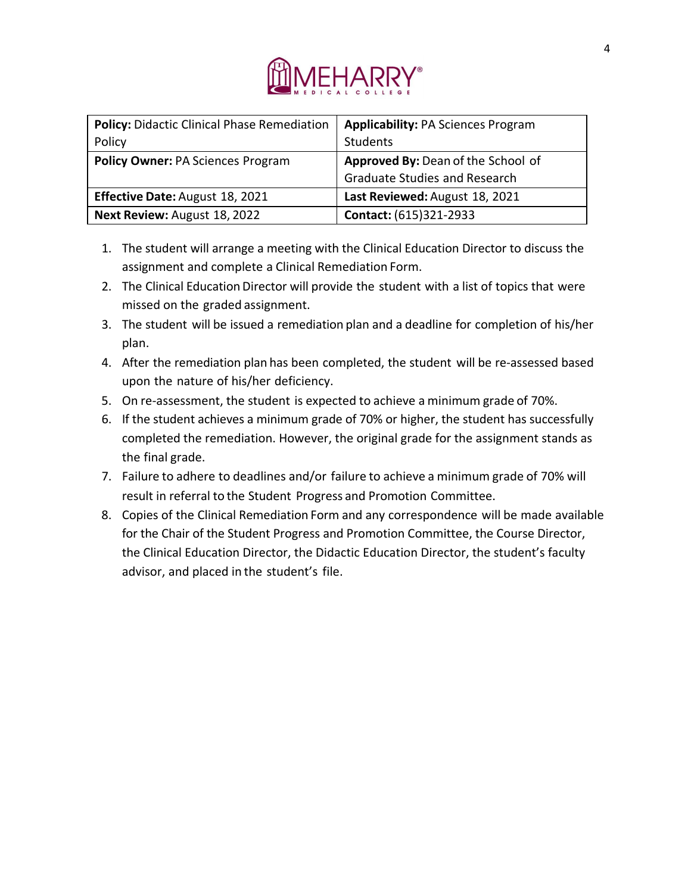| | |
|---|---|
| **Policy:** Didactic Clinical Phase Remediation Policy | **Applicability:** PA Sciences Program Students |
| **Policy Owner:** PA Sciences Program | **Approved By:** Dean of the School of Graduate Studies and Research |
| **Effective Date:** August 18, 2021 | **Last Reviewed:** August 18, 2021 |
| **Next Review:** August 18, 2022 | **Contact:** (615)321-2933 |

1. The student will arrange a meeting with the Clinical Education Director to discuss the assignment and complete a Clinical Remediation Form.
2. The Clinical Education Director will provide the student with a list of topics that were missed on the graded assignment.
3. The student will be issued a remediation plan and a deadline for completion of his/her plan.
4. After the remediation plan has been completed, the student will be re-assessed based upon the nature of his/her deficiency.
5. On re-assessment, the student is expected to achieve a minimum grade of 70%.
6. If the student achieves a minimum grade of 70% or higher, the student has successfully completed the remediation. However, the original grade for the assignment stands as the final grade.
7. Failure to adhere to deadlines and/or failure to achieve a minimum grade of 70% will result in referral to the Student Progress and Promotion Committee.
8. Copies of the Clinical Remediation Form and any correspondence will be made available for the Chair of the Student Progress and Promotion Committee, the Course Director, the Clinical Education Director, the Didactic Education Director, the student's faculty advisor, and placed in the student's file.